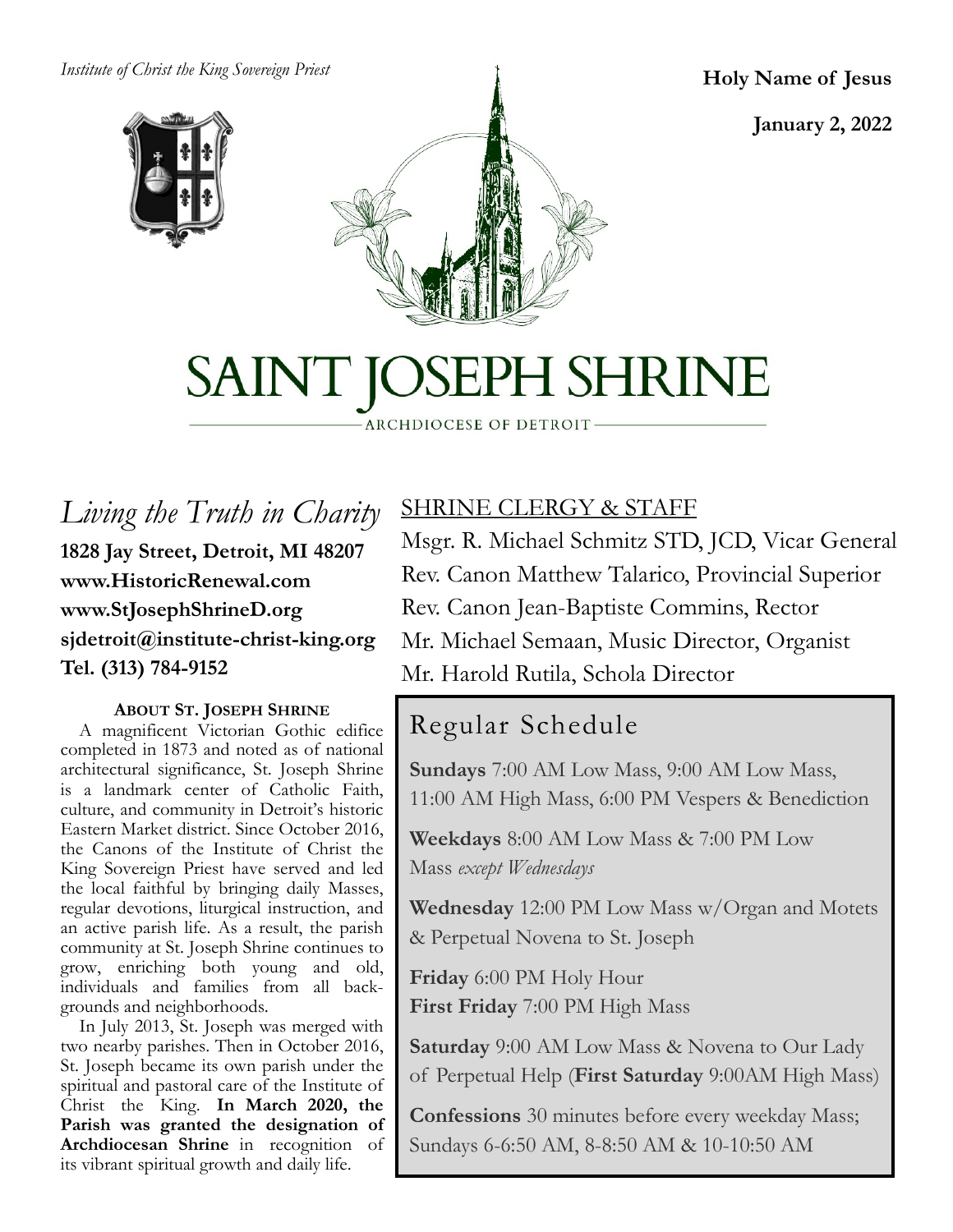*Institute of Christ the King Sovereign Priest*

**Holy Name of Jesus**

**January 2, 2022**

# SAINT JOSEPH SHRINE

ARCHDIOCESE OF DETROIT

*Living the Truth in Charity*

**1828 Jay Street, Detroit, MI 48207**
**www.HistoricRenewal.com**
**www.StJosephShrineD.org**
**sjdetroit@institute-christ-king.org**
**Tel. (313) 784-9152**

### ABOUT ST. JOSEPH SHRINE

A magnificent Victorian Gothic edifice completed in 1873 and noted as of national architectural significance, St. Joseph Shrine is a landmark center of Catholic Faith, culture, and community in Detroit's historic Eastern Market district. Since October 2016, the Canons of the Institute of Christ the King Sovereign Priest have served and led the local faithful by bringing daily Masses, regular devotions, liturgical instruction, and an active parish life. As a result, the parish community at St. Joseph Shrine continues to grow, enriching both young and old, individuals and families from all backgrounds and neighborhoods.

In July 2013, St. Joseph was merged with two nearby parishes. Then in October 2016, St. Joseph became its own parish under the spiritual and pastoral care of the Institute of Christ the King. **In March 2020, the Parish was granted the designation of Archdiocesan Shrine** in recognition of its vibrant spiritual growth and daily life.

## SHRINE CLERGY & STAFF

Msgr. R. Michael Schmitz STD, JCD, Vicar General
Rev. Canon Matthew Talarico, Provincial Superior
Rev. Canon Jean-Baptiste Commins, Rector
Mr. Michael Semaan, Music Director, Organist
Mr. Harold Rutila, Schola Director

## Regular Schedule

**Sundays** 7:00 AM Low Mass, 9:00 AM Low Mass, 11:00 AM High Mass, 6:00 PM Vespers & Benediction

**Weekdays** 8:00 AM Low Mass & 7:00 PM Low Mass *except Wednesdays*

**Wednesday** 12:00 PM Low Mass w/Organ and Motets & Perpetual Novena to St. Joseph

**Friday** 6:00 PM Holy Hour
**First Friday** 7:00 PM High Mass

**Saturday** 9:00 AM Low Mass & Novena to Our Lady of Perpetual Help (**First Saturday** 9:00AM High Mass)

**Confessions** 30 minutes before every weekday Mass; Sundays 6-6:50 AM, 8-8:50 AM & 10-10:50 AM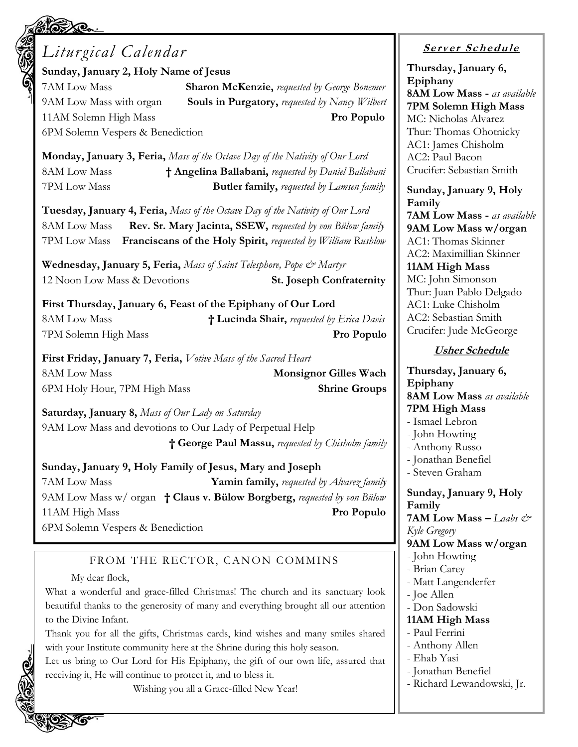## *Liturgical Calendar*

**Sunday, January 2, Holy Name of Jesus**
7AM Low Mass — **Sharon McKenzie,** *requested by George Bonemer*
9AM Low Mass with organ — **Souls in Purgatory,** *requested by Nancy Wilbert*
11AM Solemn High Mass — **Pro Populo**
6PM Solemn Vespers & Benediction

**Monday, January 3, Feria,** *Mass of the Octave Day of the Nativity of Our Lord*
8AM Low Mass — **† Angelina Ballabani,** *requested by Daniel Ballabani*
7PM Low Mass — **Butler family,** *requested by Lamsen family*

**Tuesday, January 4, Feria,** *Mass of the Octave Day of the Nativity of Our Lord*
8AM Low Mass — **Rev. Sr. Mary Jacinta, SSEW,** *requested by von Bülow family*
7PM Low Mass — **Franciscans of the Holy Spirit,** *requested by William Rushlow*

**Wednesday, January 5, Feria,** *Mass of Saint Telesphore, Pope & Martyr*
12 Noon Low Mass & Devotions — **St. Joseph Confraternity**

**First Thursday, January 6, Feast of the Epiphany of Our Lord**
8AM Low Mass — **† Lucinda Shair,** *requested by Erica Davis*
7PM Solemn High Mass — **Pro Populo**

**First Friday, January 7, Feria,** *Votive Mass of the Sacred Heart*
8AM Low Mass — **Monsignor Gilles Wach**
6PM Holy Hour, 7PM High Mass — **Shrine Groups**

**Saturday, January 8,** *Mass of Our Lady on Saturday*
9AM Low Mass and devotions to Our Lady of Perpetual Help — **† George Paul Massu,** *requested by Chisholm family*

**Sunday, January 9, Holy Family of Jesus, Mary and Joseph**
7AM Low Mass — **Yamin family,** *requested by Alvarez family*
9AM Low Mass w/ organ — **† Claus v. Bülow Borgberg,** *requested by von Bülow*
11AM High Mass — **Pro Populo**
6PM Solemn Vespers & Benediction

## FROM THE RECTOR, CANON COMMINS

My dear flock,

What a wonderful and grace-filled Christmas! The church and its sanctuary look beautiful thanks to the generosity of many and everything brought all our attention to the Divine Infant.

Thank you for all the gifts, Christmas cards, kind wishes and many smiles shared with your Institute community here at the Shrine during this holy season.

Let us bring to Our Lord for His Epiphany, the gift of our own life, assured that receiving it, He will continue to protect it, and to bless it.

Wishing you all a Grace-filled New Year!

## Server Schedule

**Thursday, January 6, Epiphany**
**8AM Low Mass -** *as available*
**7PM Solemn High Mass**
MC: Nicholas Alvarez
Thur: Thomas Ohotnicky
AC1: James Chisholm
AC2: Paul Bacon
Crucifer: Sebastian Smith

**Sunday, January 9, Holy Family**
**7AM Low Mass -** *as available*
**9AM Low Mass w/organ**
AC1: Thomas Skinner
AC2: Maximillian Skinner
**11AM High Mass**
MC: John Simonson
Thur: Juan Pablo Delgado
AC1: Luke Chisholm
AC2: Sebastian Smith
Crucifer: Jude McGeorge

## Usher Schedule

**Thursday, January 6, Epiphany**
**8AM Low Mass** *as available*
**7PM High Mass**
- Ismael Lebron
- John Howting
- Anthony Russo
- Jonathan Benefiel
- Steven Graham

**Sunday, January 9, Holy Family**
**7AM Low Mass –** *Laabs & Kyle Gregory*
**9AM Low Mass w/organ**
- John Howting
- Brian Carey
- Matt Langenderfer
- Joe Allen
- Don Sadowski

**11AM High Mass**
- Paul Ferrini
- Anthony Allen
- Ehab Yasi
- Jonathan Benefiel
- Richard Lewandowski, Jr.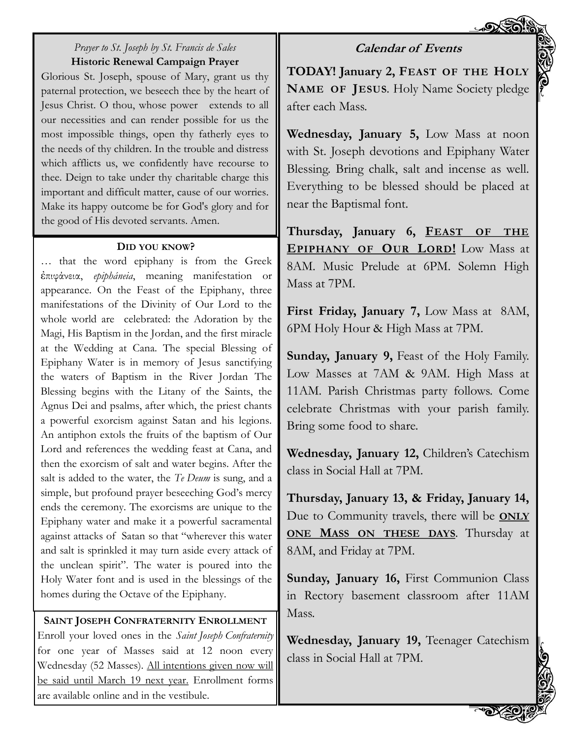*Prayer to St. Joseph by St. Francis de Sales*

**Historic Renewal Campaign Prayer**

Glorious St. Joseph, spouse of Mary, grant us thy paternal protection, we beseech thee by the heart of Jesus Christ. O thou, whose power extends to all our necessities and can render possible for us the most impossible things, open thy fatherly eyes to the needs of thy children. In the trouble and distress which afflicts us, we confidently have recourse to thee. Deign to take under thy charitable charge this important and difficult matter, cause of our worries. Make its happy outcome be for God's glory and for the good of His devoted servants. Amen.

**DID YOU KNOW?**

… that the word epiphany is from the Greek ἐπιφάνεια, *epipháneia*, meaning manifestation or appearance. On the Feast of the Epiphany, three manifestations of the Divinity of Our Lord to the whole world are celebrated: the Adoration by the Magi, His Baptism in the Jordan, and the first miracle at the Wedding at Cana. The special Blessing of Epiphany Water is in memory of Jesus sanctifying the waters of Baptism in the River Jordan The Blessing begins with the Litany of the Saints, the Agnus Dei and psalms, after which, the priest chants a powerful exorcism against Satan and his legions. An antiphon extols the fruits of the baptism of Our Lord and references the wedding feast at Cana, and then the exorcism of salt and water begins. After the salt is added to the water, the *Te Deum* is sung, and a simple, but profound prayer beseeching God's mercy ends the ceremony. The exorcisms are unique to the Epiphany water and make it a powerful sacramental against attacks of Satan so that "wherever this water and salt is sprinkled it may turn aside every attack of the unclean spirit". The water is poured into the Holy Water font and is used in the blessings of the homes during the Octave of the Epiphany.

**SAINT JOSEPH CONFRATERNITY ENROLLMENT**

Enroll your loved ones in the *Saint Joseph Confraternity* for one year of Masses said at 12 noon every Wednesday (52 Masses). <u>All intentions given now will be said until March 19 next year.</u> Enrollment forms are available online and in the vestibule.

## Calendar of Events

**TODAY! January 2, FEAST OF THE HOLY NAME OF JESUS**. Holy Name Society pledge after each Mass.

**Wednesday, January 5,** Low Mass at noon with St. Joseph devotions and Epiphany Water Blessing. Bring chalk, salt and incense as well. Everything to be blessed should be placed at near the Baptismal font.

**Thursday, January 6, <u>FEAST OF THE EPIPHANY OF OUR LORD!</u>** Low Mass at 8AM. Music Prelude at 6PM. Solemn High Mass at 7PM.

**First Friday, January 7,** Low Mass at 8AM, 6PM Holy Hour & High Mass at 7PM.

**Sunday, January 9,** Feast of the Holy Family. Low Masses at 7AM & 9AM. High Mass at 11AM. Parish Christmas party follows. Come celebrate Christmas with your parish family. Bring some food to share.

**Wednesday, January 12,** Children's Catechism class in Social Hall at 7PM.

**Thursday, January 13, & Friday, January 14,** Due to Community travels, there will be **<u>ONLY ONE MASS ON THESE DAYS</u>**. Thursday at 8AM, and Friday at 7PM.

**Sunday, January 16,** First Communion Class in Rectory basement classroom after 11AM Mass.

**Wednesday, January 19,** Teenager Catechism class in Social Hall at 7PM.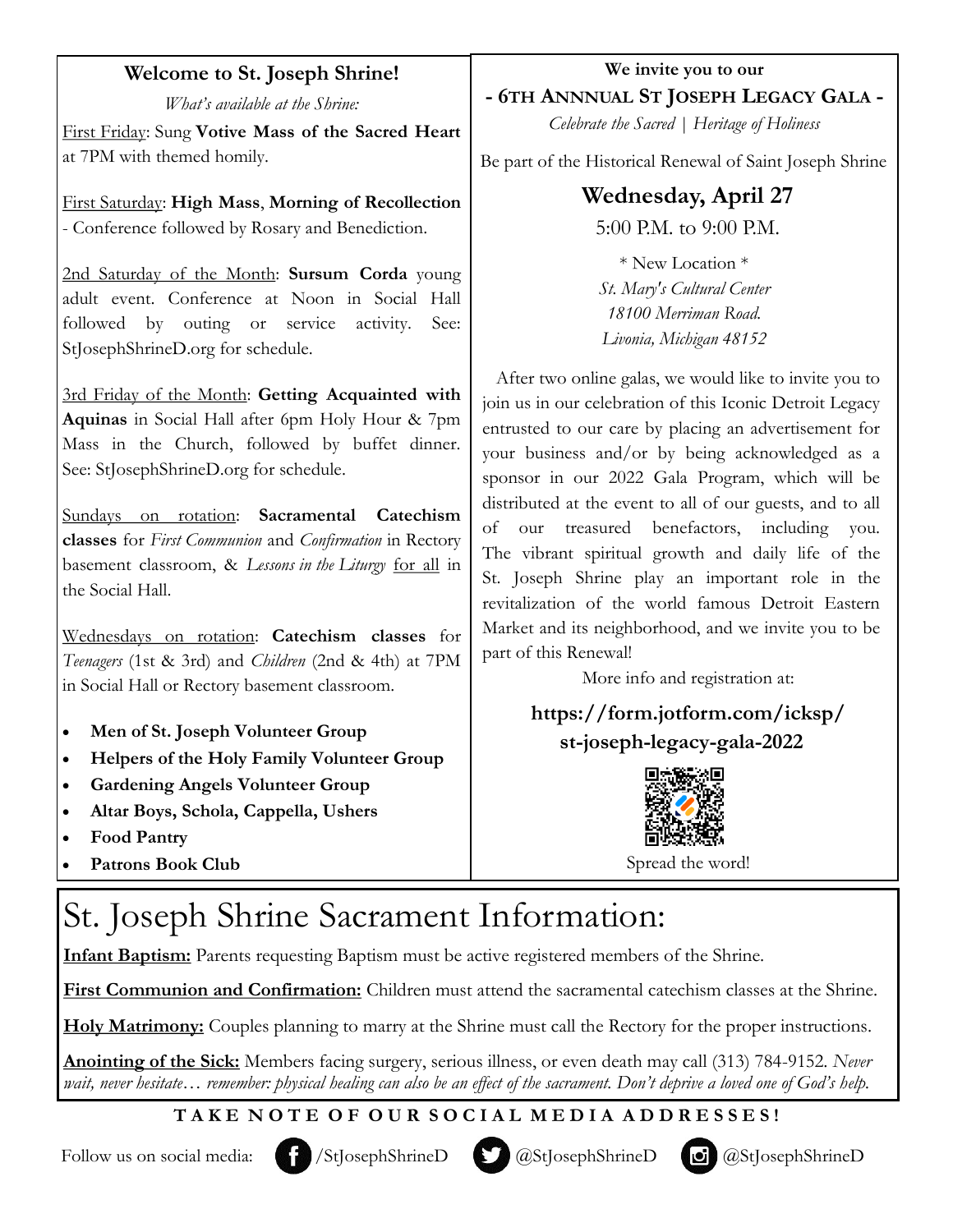## Welcome to St. Joseph Shrine!

*What's available at the Shrine:*

First Friday: Sung **Votive Mass of the Sacred Heart** at 7PM with themed homily.

First Saturday: **High Mass**, **Morning of Recollection** - Conference followed by Rosary and Benediction.

2nd Saturday of the Month: **Sursum Corda** young adult event. Conference at Noon in Social Hall followed by outing or service activity. See: StJosephShrineD.org for schedule.

3rd Friday of the Month: **Getting Acquainted with Aquinas** in Social Hall after 6pm Holy Hour & 7pm Mass in the Church, followed by buffet dinner. See: StJosephShrineD.org for schedule.

Sundays on rotation: **Sacramental Catechism classes** for *First Communion* and *Confirmation* in Rectory basement classroom, & *Lessons in the Liturgy* for all in the Social Hall.

Wednesdays on rotation: **Catechism classes** for *Teenagers* (1st & 3rd) and *Children* (2nd & 4th) at 7PM in Social Hall or Rectory basement classroom.

- **Men of St. Joseph Volunteer Group**
- **Helpers of the Holy Family Volunteer Group**
- **Gardening Angels Volunteer Group**
- **Altar Boys, Schola, Cappella, Ushers**
- **Food Pantry**
- **Patrons Book Club**

**We invite you to our**

**- 6TH ANNNUAL ST JOSEPH LEGACY GALA -**

*Celebrate the Sacred | Heritage of Holiness*

Be part of the Historical Renewal of Saint Joseph Shrine

**Wednesday, April 27**

5:00 P.M. to 9:00 P.M.

* New Location *

*St. Mary's Cultural Center*
*18100 Merriman Road.*
*Livonia, Michigan 48152*

After two online galas, we would like to invite you to join us in our celebration of this Iconic Detroit Legacy entrusted to our care by placing an advertisement for your business and/or by being acknowledged as a sponsor in our 2022 Gala Program, which will be distributed at the event to all of our guests, and to all of our treasured benefactors, including you. The vibrant spiritual growth and daily life of the St. Joseph Shrine play an important role in the revitalization of the world famous Detroit Eastern Market and its neighborhood, and we invite you to be part of this Renewal!

More info and registration at:

**https://form.jotform.com/icksp/st-joseph-legacy-gala-2022**

Spread the word!

# St. Joseph Shrine Sacrament Information:

**Infant Baptism:** Parents requesting Baptism must be active registered members of the Shrine.

**First Communion and Confirmation:** Children must attend the sacramental catechism classes at the Shrine.

**Holy Matrimony:** Couples planning to marry at the Shrine must call the Rectory for the proper instructions.

**Anointing of the Sick:** Members facing surgery, serious illness, or even death may call (313) 784-9152. *Never wait, never hesitate… remember: physical healing can also be an effect of the sacrament. Don't deprive a loved one of God's help.*

**TAKE NOTE OF OUR SOCIAL MEDIA ADDRESSES!**

Follow us on social media: /StJosephShrineD @StJosephShrineD @StJosephShrineD